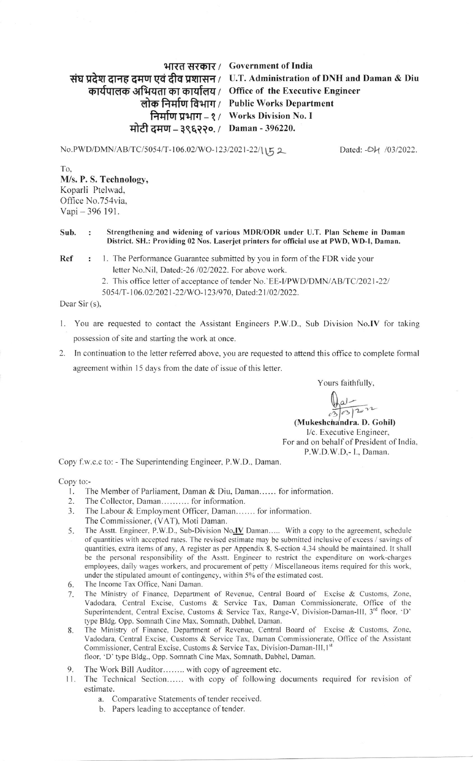भारत सरकार / Government of India
संघ प्रदेश दानह दमण एवं दीव प्रशासन / U.T. Administration of DNH and Daman & Diu
कार्यपालक अभियता का कार्यालय / Office of the Executive Engineer
लोक निर्माण विभाग / Public Works Department
निर्माण प्रभाग – १ / Works Division No. I
मोटी दमण – ३९६२२०. / Daman - 396220.

No.PWD/DMN/AB/TC/5054/T-106.02/WO-123/2021-22/1152    Dated: -04 /03/2022.

To,
**M/s. P. S. Technology,**
Koparli Ptelwad,
Office No.754via,
Vapi – 396 191.

**Sub. : Strengthening and widening of various MDR/ODR under U.T. Plan Scheme in Daman District. SH.: Providing 02 Nos. Laserjet printers for official use at PWD, WD-I, Daman.**

**Ref :** 1. The Performance Guarantee submitted by you in form of the FDR vide your letter No.Nil, Dated:-26 /02/2022. For above work.
2. This office letter of acceptance of tender No.`EE-I/PWD/DMN/AB/TC/2021-22/5054/T-106.02/2021-22/WO-123/970, Dated:21/02/2022.

Dear Sir (s),

1. You are requested to contact the Assistant Engineers P.W.D., Sub Division No.IV for taking possession of site and starting the work at once.
2. In continuation to the letter referred above, you are requested to attend this office to complete formal agreement within 15 days from the date of issue of this letter.

Yours faithfully,

03/03/2022

**(Mukeshchandra. D. Gohil)**
I/c. Executive Engineer,
For and on behalf of President of India,
P.W.D.W.D,- I., Daman.

Copy f.w.c.c to: - The Superintending Engineer, P.W.D., Daman.

Copy to:-

1. The Member of Parliament, Daman & Diu, Daman…… for information.
2. The Collector, Daman………. for information.
3. The Labour & Employment Officer, Daman……. for information.
   The Commissioner, (VAT), Moti Daman.
5. The Asstt. Engineer, P.W.D., Sub-Division No.IV Daman….. With a copy to the agreement, schedule of quantities with accepted rates. The revised estimate may be submitted inclusive of excess / savings of quantities, extra items of any, A register as per Appendix 8, S-section 4.34 should be maintained. It shall be the personal responsibility of the Asstt. Engineer to restrict the expenditure on work-charges employees, daily wages workers, and procurement of petty / Miscellaneous items required for this work, under the stipulated amount of contingency, within 5% of the estimated cost.
6. The Income Tax Office, Nani Daman.
7. The Ministry of Finance, Department of Revenue, Central Board of Excise & Customs, Zone, Vadodara, Central Excise, Customs & Service Tax, Daman Commissionerate, Office of the Superintendent, Central Excise, Customs & Service Tax, Range-V, Division-Daman-III, 3rd floor, 'D' type Bldg. Opp. Somnath Cine Max, Somnath, Dabhel, Daman.
8. The Ministry of Finance, Department of Revenue, Central Board of Excise & Customs, Zone, Vadodara, Central Excise, Customs & Service Tax, Daman Commissionerate, Office of the Assistant Commissioner, Central Excise, Customs & Service Tax, Division-Daman-III, 1st floor, 'D' type Bldg., Opp. Somnath Cine Max, Somnath, Dabhel, Daman.
9. The Work Bill Auditor…….. with copy of agreement etc.
11. The Technical Section…… with copy of following documents required for revision of estimate.
    a. Comparative Statements of tender received.
    b. Papers leading to acceptance of tender.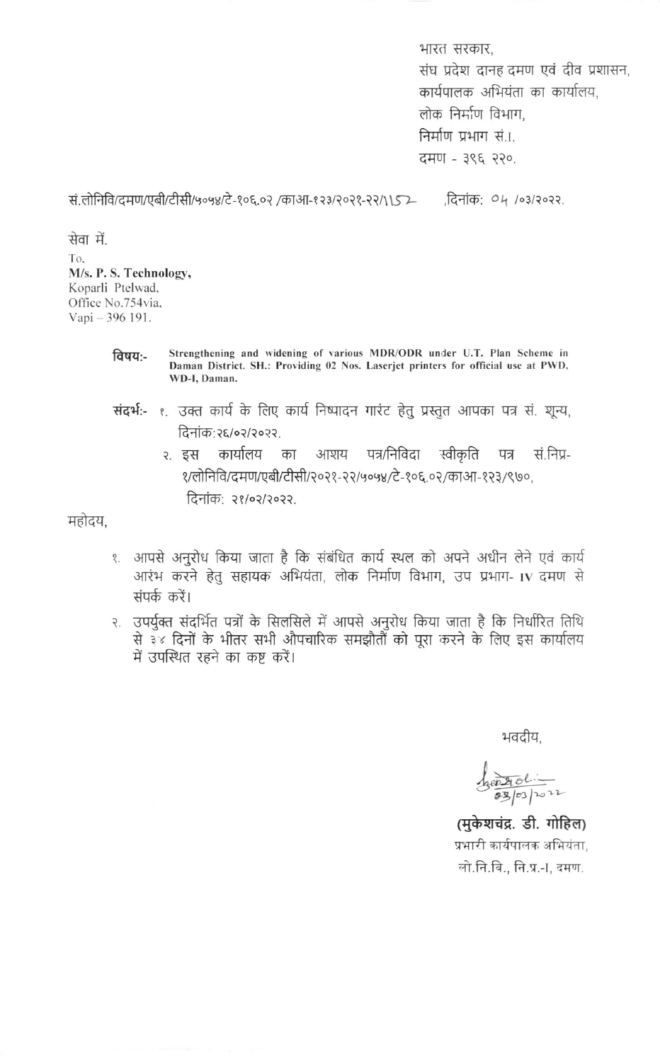भारत सरकार,
संघ प्रदेश दानह दमण एवं दीव प्रशासन,
कार्यपालक अभियंता का कार्यालय,
लोक निर्माण विभाग,
निर्माण प्रभाग सं.I.
दमण - ३९६ २२०.

सं.लोनिवि/दमण/एबी/टीसी/५०५४/टे-१०६.०२ /काआ-१२३/२०२१-२२/\152 ,दिनांक: ०५ /०३/२०२२.

सेवा में.
To,
**M/s. P. S. Technology,**
Koparli Ptelwad,
Office No.754via,
Vapi – 396 191.

**विषय:-** **Strengthening and widening of various MDR/ODR under U.T. Plan Scheme in Daman District. SH.: Providing 02 Nos. Laserjet printers for official use at PWD, WD-I, Daman.**

**संदर्भ:-** १. उक्त कार्य के लिए कार्य निष्पादन गारंट हेतु प्रस्तुत आपका पत्र सं. शून्य, दिनांक:२६/०२/२०२२.

२. इस कार्यालय का आशय पत्र/निविदा स्वीकृति पत्र सं.निप्र-१/लोनिवि/दमण/एबी/टीसी/२०२१-२२/५०५४/टे-१०६.०२/काआ-१२३/९७०, दिनांक: २१/०२/२०२२.

महोदय,

१. आपसे अनुरोध किया जाता है कि संबंधित कार्य स्थल को अपने अधीन लेने एवं कार्य आरंभ करने हेतु सहायक अभियंता, लोक निर्माण विभाग, उप प्रभाग- IV दमण से संपर्क करें।

२. उपर्युक्त संदर्भित पत्रों के सिलसिले में आपसे अनुरोध किया जाता है कि निर्धारित तिथि से ३४ दिनों के भीतर सभी औपचारिक समझौतों को पूरा करने के लिए इस कार्यालय में उपस्थित रहने का कष्ट करें।

भवदीय,

03/03/2022

**(मुकेशचंद्र. डी. गोहिल)**
प्रभारी कार्यपालक अभियंता,
लो.नि.वि., नि.प्र.-I, दमण.